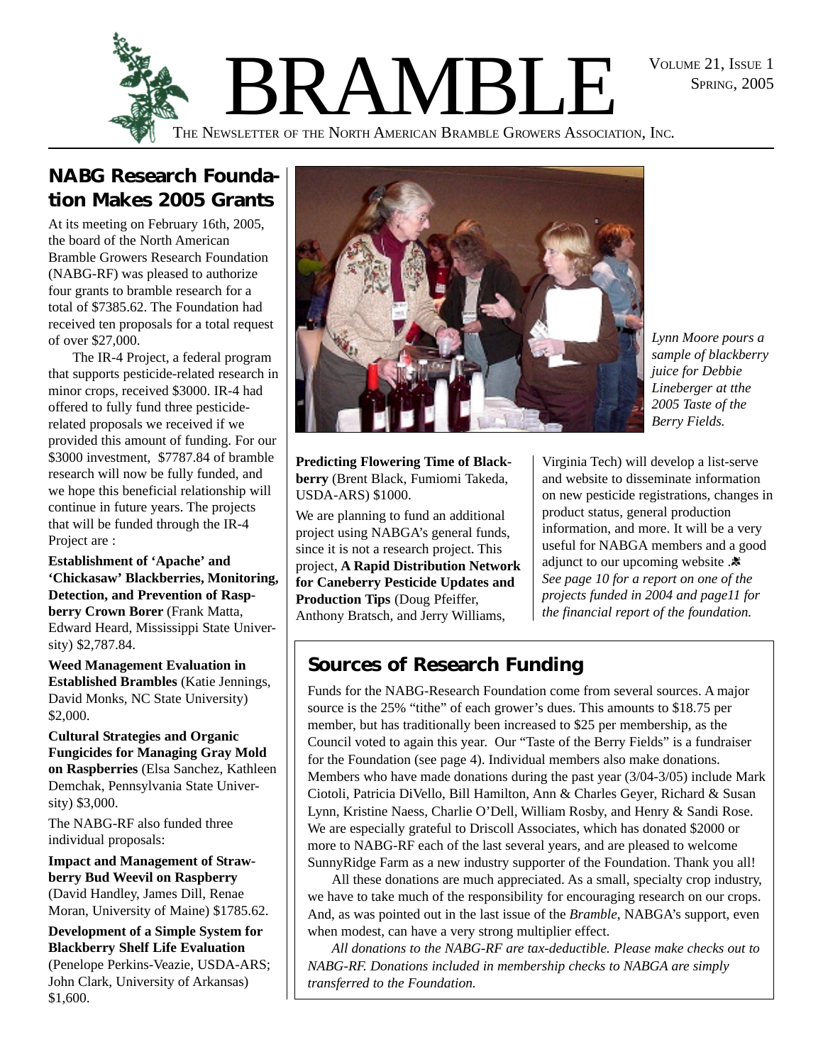# BRAMBLE

The Newsletter of the North American Bramble Growers Association, Inc.

Volume 21, Issue 1
Spring, 2005

## NABG Research Foundation Makes 2005 Grants

At its meeting on February 16th, 2005, the board of the North American Bramble Growers Research Foundation (NABG-RF) was pleased to authorize four grants to bramble research for a total of $7385.62. The Foundation had received ten proposals for a total request of over $27,000.

The IR-4 Project, a federal program that supports pesticide-related research in minor crops, received $3000. IR-4 had offered to fully fund three pesticide-related proposals we received if we provided this amount of funding. For our $3000 investment, $7787.84 of bramble research will now be fully funded, and we hope this beneficial relationship will continue in future years. The projects that will be funded through the IR-4 Project are :

**Establishment of 'Apache' and 'Chickasaw' Blackberries, Monitoring, Detection, and Prevention of Raspberry Crown Borer** (Frank Matta, Edward Heard, Mississippi State University) $2,787.84.

**Weed Management Evaluation in Established Brambles** (Katie Jennings, David Monks, NC State University) $2,000.

**Cultural Strategies and Organic Fungicides for Managing Gray Mold on Raspberries** (Elsa Sanchez, Kathleen Demchak, Pennsylvania State University) $3,000.

The NABG-RF also funded three individual proposals:

**Impact and Management of Strawberry Bud Weevil on Raspberry** (David Handley, James Dill, Renae Moran, University of Maine) $1785.62.

**Development of a Simple System for Blackberry Shelf Life Evaluation** (Penelope Perkins-Veazie, USDA-ARS; John Clark, University of Arkansas) $1,600.

**Predicting Flowering Time of Blackberry** (Brent Black, Fumiomi Takeda, USDA-ARS) $1000.

We are planning to fund an additional project using NABGA's general funds, since it is not a research project. This project, **A Rapid Distribution Network for Caneberry Pesticide Updates and Production Tips** (Doug Pfeiffer, Anthony Bratsch, and Jerry Williams, Virginia Tech) will develop a list-serve and website to disseminate information on new pesticide registrations, changes in product status, general production information, and more. It will be a very useful for NABGA members and a good adjunct to our upcoming website.

*See page 10 for a report on one of the projects funded in 2004 and page11 for the financial report of the foundation.*

*Lynn Moore pours a sample of blackberry juice for Debbie Lineberger at tthe 2005 Taste of the Berry Fields.*

## Sources of Research Funding

Funds for the NABG-Research Foundation come from several sources. A major source is the 25% "tithe" of each grower's dues. This amounts to $18.75 per member, but has traditionally been increased to $25 per membership, as the Council voted to again this year. Our "Taste of the Berry Fields" is a fundraiser for the Foundation (see page 4). Individual members also make donations. Members who have made donations during the past year (3/04-3/05) include Mark Ciotoli, Patricia DiVello, Bill Hamilton, Ann & Charles Geyer, Richard & Susan Lynn, Kristine Naess, Charlie O'Dell, William Rosby, and Henry & Sandi Rose. We are especially grateful to Driscoll Associates, which has donated $2000 or more to NABG-RF each of the last several years, and are pleased to welcome SunnyRidge Farm as a new industry supporter of the Foundation. Thank you all!

All these donations are much appreciated. As a small, specialty crop industry, we have to take much of the responsibility for encouraging research on our crops. And, as was pointed out in the last issue of the *Bramble*, NABGA's support, even when modest, can have a very strong multiplier effect.

*All donations to the NABG-RF are tax-deductible. Please make checks out to NABG-RF. Donations included in membership checks to NABGA are simply transferred to the Foundation.*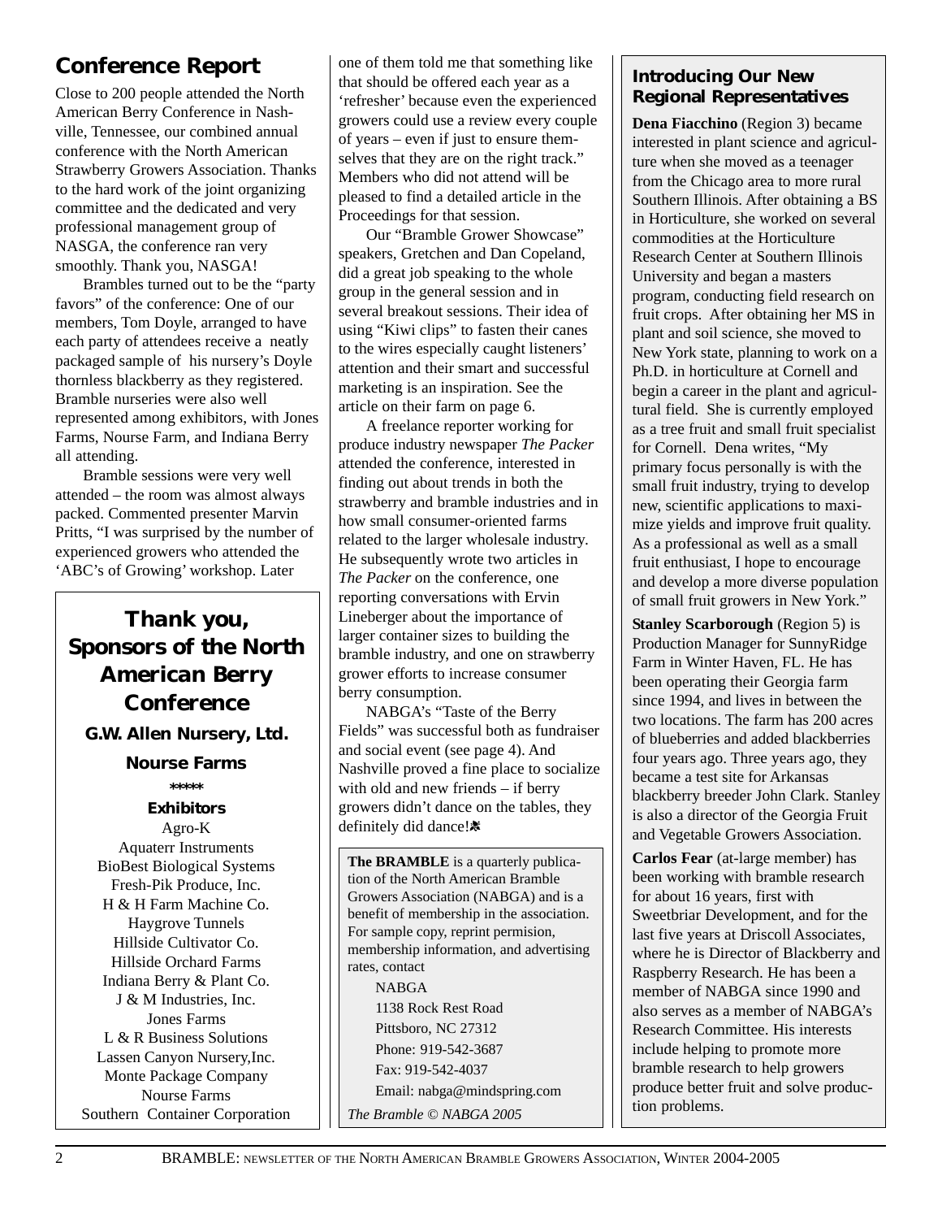## Conference Report

Close to 200 people attended the North American Berry Conference in Nashville, Tennessee, our combined annual conference with the North American Strawberry Growers Association. Thanks to the hard work of the joint organizing committee and the dedicated and very professional management group of NASGA, the conference ran very smoothly. Thank you, NASGA!

Brambles turned out to be the "party favors" of the conference: One of our members, Tom Doyle, arranged to have each party of attendees receive a neatly packaged sample of his nursery's Doyle thornless blackberry as they registered. Bramble nurseries were also well represented among exhibitors, with Jones Farms, Nourse Farm, and Indiana Berry all attending.

Bramble sessions were very well attended – the room was almost always packed. Commented presenter Marvin Pritts, "I was surprised by the number of experienced growers who attended the 'ABC's of Growing' workshop. Later one of them told me that something like that should be offered each year as a 'refresher' because even the experienced growers could use a review every couple of years – even if just to ensure themselves that they are on the right track." Members who did not attend will be pleased to find a detailed article in the Proceedings for that session.

Our "Bramble Grower Showcase" speakers, Gretchen and Dan Copeland, did a great job speaking to the whole group in the general session and in several breakout sessions. Their idea of using "Kiwi clips" to fasten their canes to the wires especially caught listeners' attention and their smart and successful marketing is an inspiration. See the article on their farm on page 6.

A freelance reporter working for produce industry newspaper *The Packer* attended the conference, interested in finding out about trends in both the strawberry and bramble industries and in how small consumer-oriented farms related to the larger wholesale industry. He subsequently wrote two articles in *The Packer* on the conference, one reporting conversations with Ervin Lineberger about the importance of larger container sizes to building the bramble industry, and one on strawberry grower efforts to increase consumer berry consumption.

NABGA's "Taste of the Berry Fields" was successful both as fundraiser and social event (see page 4). And Nashville proved a fine place to socialize with old and new friends – if berry growers didn't dance on the tables, they definitely did dance!

### Thank you, Sponsors of the North American Berry Conference

**G.W. Allen Nursery, Ltd.**

**Nourse Farms**

*****

**Exhibitors**

Agro-K
Aquaterr Instruments
BioBest Biological Systems
Fresh-Pik Produce, Inc.
H & H Farm Machine Co.
Haygrove Tunnels
Hillside Cultivator Co.
Hillside Orchard Farms
Indiana Berry & Plant Co.
J & M Industries, Inc.
Jones Farms
L & R Business Solutions
Lassen Canyon Nursery,Inc.
Monte Package Company
Nourse Farms
Southern Container Corporation

**The BRAMBLE** is a quarterly publication of the North American Bramble Growers Association (NABGA) and is a benefit of membership in the association. For sample copy, reprint permision, membership information, and advertising rates, contact

NABGA
1138 Rock Rest Road
Pittsboro, NC 27312
Phone: 919-542-3687
Fax: 919-542-4037
Email: nabga@mindspring.com

*The Bramble © NABGA 2005*

### Introducing Our New Regional Representatives

**Dena Fiacchino** (Region 3) became interested in plant science and agriculture when she moved as a teenager from the Chicago area to more rural Southern Illinois. After obtaining a BS in Horticulture, she worked on several commodities at the Horticulture Research Center at Southern Illinois University and began a masters program, conducting field research on fruit crops. After obtaining her MS in plant and soil science, she moved to New York state, planning to work on a Ph.D. in horticulture at Cornell and begin a career in the plant and agricultural field. She is currently employed as a tree fruit and small fruit specialist for Cornell. Dena writes, "My primary focus personally is with the small fruit industry, trying to develop new, scientific applications to maximize yields and improve fruit quality. As a professional as well as a small fruit enthusiast, I hope to encourage and develop a more diverse population of small fruit growers in New York."

**Stanley Scarborough** (Region 5) is Production Manager for SunnyRidge Farm in Winter Haven, FL. He has been operating their Georgia farm since 1994, and lives in between the two locations. The farm has 200 acres of blueberries and added blackberries four years ago. Three years ago, they became a test site for Arkansas blackberry breeder John Clark. Stanley is also a director of the Georgia Fruit and Vegetable Growers Association.

**Carlos Fear** (at-large member) has been working with bramble research for about 16 years, first with Sweetbriar Development, and for the last five years at Driscoll Associates, where he is Director of Blackberry and Raspberry Research. He has been a member of NABGA since 1990 and also serves as a member of NABGA's Research Committee. His interests include helping to promote more bramble research to help growers produce better fruit and solve production problems.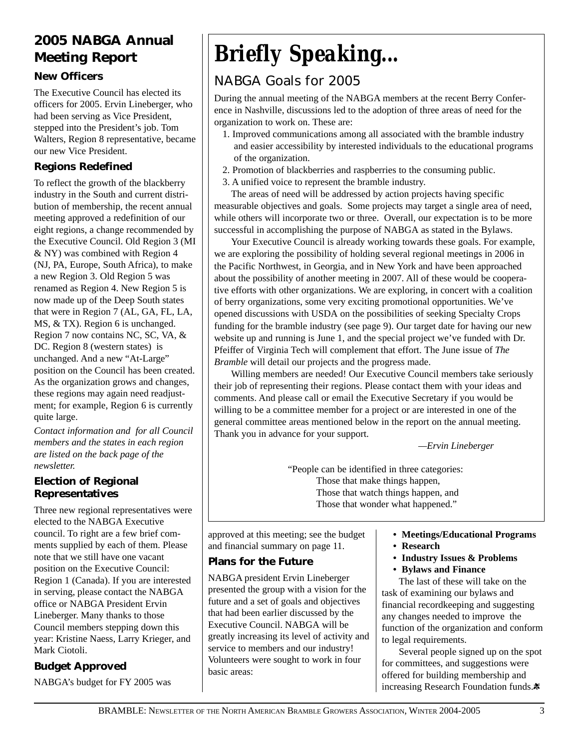## 2005 NABGA Annual Meeting Report

### New Officers

The Executive Council has elected its officers for 2005. Ervin Lineberger, who had been serving as Vice President, stepped into the President's job. Tom Walters, Region 8 representative, became our new Vice President.

### Regions Redefined

To reflect the growth of the blackberry industry in the South and current distribution of membership, the recent annual meeting approved a redefinition of our eight regions, a change recommended by the Executive Council. Old Region 3 (MI & NY) was combined with Region 4 (NJ, PA, Europe, South Africa), to make a new Region 3. Old Region 5 was renamed as Region 4. New Region 5 is now made up of the Deep South states that were in Region 7 (AL, GA, FL, LA, MS, & TX). Region 6 is unchanged. Region 7 now contains NC, SC, VA, & DC. Region 8 (western states) is unchanged. And a new "At-Large" position on the Council has been created. As the organization grows and changes, these regions may again need readjustment; for example, Region 6 is currently quite large.

*Contact information and for all Council members and the states in each region are listed on the back page of the newsletter.*

### Election of Regional Representatives

Three new regional representatives were elected to the NABGA Executive council. To right are a few brief comments supplied by each of them. Please note that we still have one vacant position on the Executive Council: Region 1 (Canada). If you are interested in serving, please contact the NABGA office or NABGA President Ervin Lineberger. Many thanks to those Council members stepping down this year: Kristine Naess, Larry Krieger, and Mark Ciotoli.

### Budget Approved

NABGA's budget for FY 2005 was approved at this meeting; see the budget and financial summary on page 11.

### Plans for the Future

NABGA president Ervin Lineberger presented the group with a vision for the future and a set of goals and objectives that had been earlier discussed by the Executive Council. NABGA will be greatly increasing its level of activity and service to members and our industry! Volunteers were sought to work in four basic areas:

- **Meetings/Educational Programs**
- **Research**
- **Industry Issues & Problems**
- **Bylaws and Finance**

The last of these will take on the task of examining our bylaws and financial recordkeeping and suggesting any changes needed to improve the function of the organization and conform to legal requirements.

Several people signed up on the spot for committees, and suggestions were offered for building membership and increasing Research Foundation funds.

# Briefly Speaking...

## NABGA Goals for 2005

During the annual meeting of the NABGA members at the recent Berry Conference in Nashville, discussions led to the adoption of three areas of need for the organization to work on. These are:

1. Improved communications among all associated with the bramble industry and easier accessibility by interested individuals to the educational programs of the organization.
2. Promotion of blackberries and raspberries to the consuming public.
3. A unified voice to represent the bramble industry.

The areas of need will be addressed by action projects having specific measurable objectives and goals. Some projects may target a single area of need, while others will incorporate two or three. Overall, our expectation is to be more successful in accomplishing the purpose of NABGA as stated in the Bylaws.

Your Executive Council is already working towards these goals. For example, we are exploring the possibility of holding several regional meetings in 2006 in the Pacific Northwest, in Georgia, and in New York and have been approached about the possibility of another meeting in 2007. All of these would be cooperative efforts with other organizations. We are exploring, in concert with a coalition of berry organizations, some very exciting promotional opportunities. We've opened discussions with USDA on the possibilities of seeking Specialty Crops funding for the bramble industry (see page 9). Our target date for having our new website up and running is June 1, and the special project we've funded with Dr. Pfeiffer of Virginia Tech will complement that effort. The June issue of *The Bramble* will detail our projects and the progress made.

Willing members are needed! Our Executive Council members take seriously their job of representing their regions. Please contact them with your ideas and comments. And please call or email the Executive Secretary if you would be willing to be a committee member for a project or are interested in one of the general committee areas mentioned below in the report on the annual meeting. Thank you in advance for your support.

—*Ervin Lineberger*

"People can be identified in three categories:
Those that make things happen,
Those that watch things happen, and
Those that wonder what happened."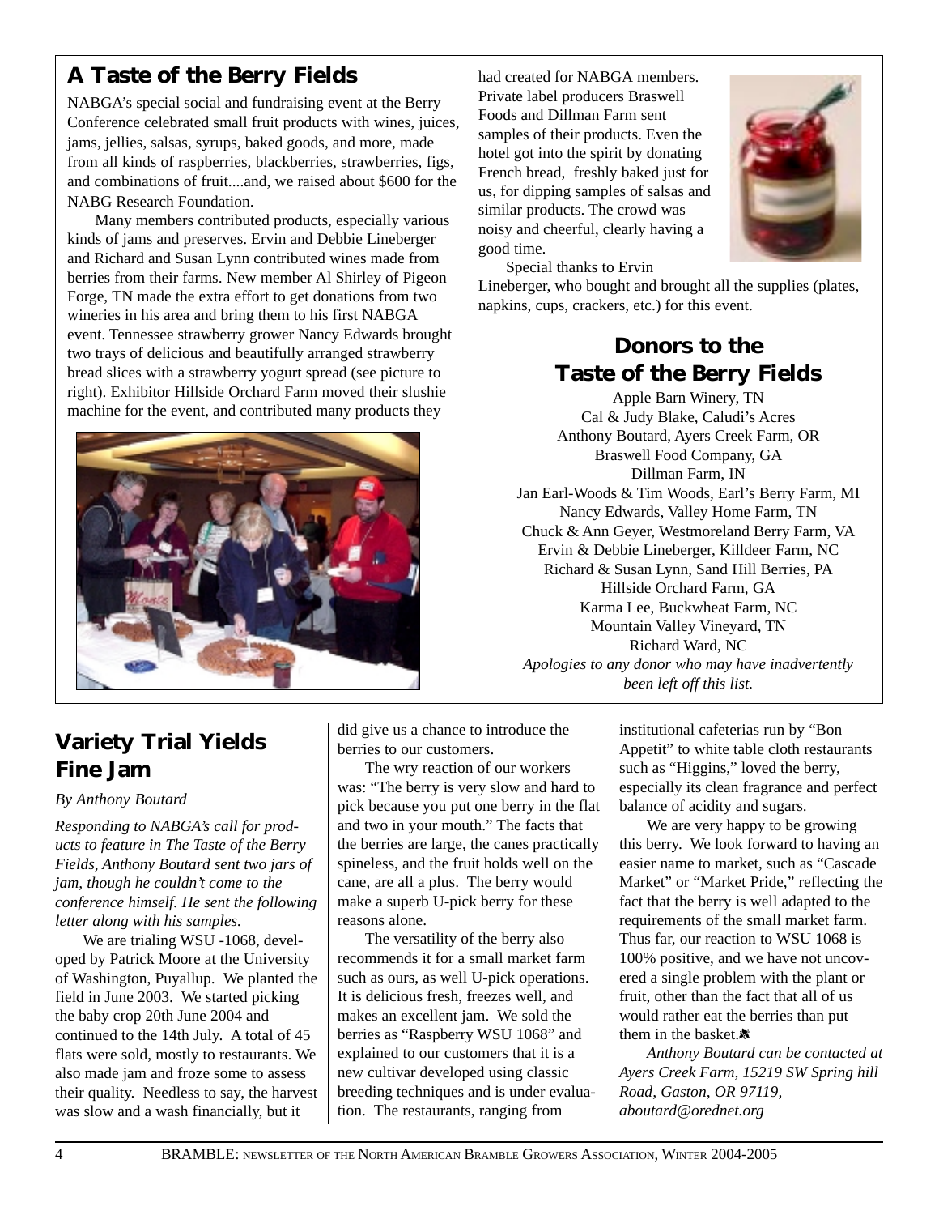## A Taste of the Berry Fields

NABGA's special social and fundraising event at the Berry Conference celebrated small fruit products with wines, juices, jams, jellies, salsas, syrups, baked goods, and more, made from all kinds of raspberries, blackberries, strawberries, figs, and combinations of fruit....and, we raised about $600 for the NABG Research Foundation.

Many members contributed products, especially various kinds of jams and preserves. Ervin and Debbie Lineberger and Richard and Susan Lynn contributed wines made from berries from their farms. New member Al Shirley of Pigeon Forge, TN made the extra effort to get donations from two wineries in his area and bring them to his first NABGA event. Tennessee strawberry grower Nancy Edwards brought two trays of delicious and beautifully arranged strawberry bread slices with a strawberry yogurt spread (see picture to right). Exhibitor Hillside Orchard Farm moved their slushie machine for the event, and contributed many products they had created for NABGA members. Private label producers Braswell Foods and Dillman Farm sent samples of their products. Even the hotel got into the spirit by donating French bread, freshly baked just for us, for dipping samples of salsas and similar products. The crowd was noisy and cheerful, clearly having a good time.

Special thanks to Ervin Lineberger, who bought and brought all the supplies (plates, napkins, cups, crackers, etc.) for this event.

### Donors to the Taste of the Berry Fields

Apple Barn Winery, TN
Cal & Judy Blake, Caludi's Acres
Anthony Boutard, Ayers Creek Farm, OR
Braswell Food Company, GA
Dillman Farm, IN
Jan Earl-Woods & Tim Woods, Earl's Berry Farm, MI
Nancy Edwards, Valley Home Farm, TN
Chuck & Ann Geyer, Westmoreland Berry Farm, VA
Ervin & Debbie Lineberger, Killdeer Farm, NC
Richard & Susan Lynn, Sand Hill Berries, PA
Hillside Orchard Farm, GA
Karma Lee, Buckwheat Farm, NC
Mountain Valley Vineyard, TN
Richard Ward, NC

*Apologies to any donor who may have inadvertently been left off this list.*

## Variety Trial Yields Fine Jam

*By Anthony Boutard*

*Responding to NABGA's call for products to feature in The Taste of the Berry Fields, Anthony Boutard sent two jars of jam, though he couldn't come to the conference himself. He sent the following letter along with his samples.*

We are trialing WSU -1068, developed by Patrick Moore at the University of Washington, Puyallup. We planted the field in June 2003. We started picking the baby crop 20th June 2004 and continued to the 14th July. A total of 45 flats were sold, mostly to restaurants. We also made jam and froze some to assess their quality. Needless to say, the harvest was slow and a wash financially, but it did give us a chance to introduce the berries to our customers.

The wry reaction of our workers was: "The berry is very slow and hard to pick because you put one berry in the flat and two in your mouth." The facts that the berries are large, the canes practically spineless, and the fruit holds well on the cane, are all a plus. The berry would make a superb U-pick berry for these reasons alone.

The versatility of the berry also recommends it for a small market farm such as ours, as well U-pick operations. It is delicious fresh, freezes well, and makes an excellent jam. We sold the berries as "Raspberry WSU 1068" and explained to our customers that it is a new cultivar developed using classic breeding techniques and is under evaluation. The restaurants, ranging from institutional cafeterias run by "Bon Appetit" to white table cloth restaurants such as "Higgins," loved the berry, especially its clean fragrance and perfect balance of acidity and sugars.

We are very happy to be growing this berry. We look forward to having an easier name to market, such as "Cascade Market" or "Market Pride," reflecting the fact that the berry is well adapted to the requirements of the small market farm. Thus far, our reaction to WSU 1068 is 100% positive, and we have not uncovered a single problem with the plant or fruit, other than the fact that all of us would rather eat the berries than put them in the basket.

*Anthony Boutard can be contacted at Ayers Creek Farm, 15219 SW Spring hill Road, Gaston, OR 97119, aboutard@orednet.org*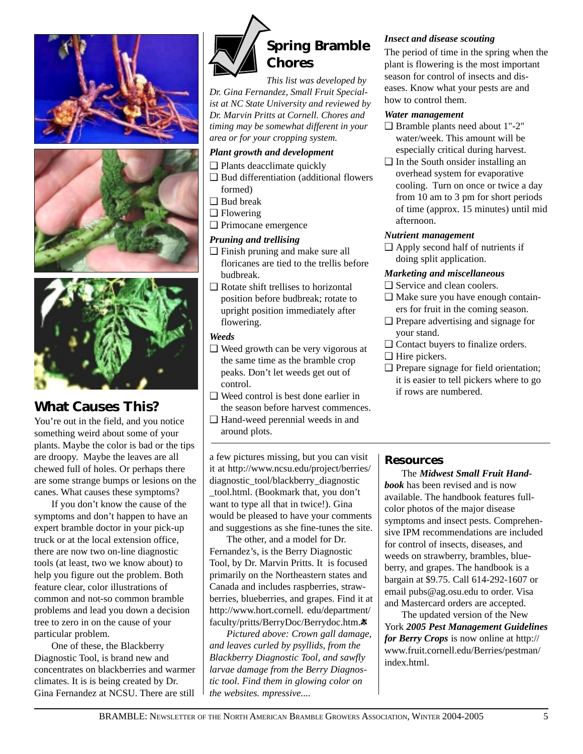## What Causes This?

You're out in the field, and you notice something weird about some of your plants. Maybe the color is bad or the tips are droopy. Maybe the leaves are all chewed full of holes. Or perhaps there are some strange bumps or lesions on the canes. What causes these symptoms?

If you don't know the cause of the symptoms and don't happen to have an expert bramble doctor in your pick-up truck or at the local extension office, there are now two on-line diagnostic tools (at least, two we know about) to help you figure out the problem. Both feature clear, color illustrations of common and not-so common bramble problems and lead you down a decision tree to zero in on the cause of your particular problem.

One of these, the Blackberry Diagnostic Tool, is brand new and concentrates on blackberries and warmer climates. It is is being created by Dr. Gina Fernandez at NCSU. There are still a few pictures missing, but you can visit it at http://www.ncsu.edu/project/berries/diagnostic_tool/blackberry_diagnostic_tool.html. (Bookmark that, you don't want to type all that in twice!). Gina would be pleased to have your comments and suggestions as she fine-tunes the site.

The other, and a model for Dr. Fernandez's, is the Berry Diagnostic Tool, by Dr. Marvin Pritts. It is focused primarily on the Northeastern states and Canada and includes raspberries, strawberries, blueberries, and grapes. Find it at http://www.hort.cornell. edu/department/faculty/pritts/BerryDoc/Berrydoc.htm.

*Pictured above: Crown gall damage, and leaves curled by psyllids, from the Blackberry Diagnostic Tool, and sawfly larvae damage from the Berry Diagnostic tool. Find them in glowing color on the websites. mpressive....*

## Spring Bramble Chores

*This list was developed by Dr. Gina Fernandez, Small Fruit Specialist at NC State University and reviewed by Dr. Marvin Pritts at Cornell. Chores and timing may be somewhat different in your area or for your cropping system.*

### *Plant growth and development*

- ❑ Plants deacclimate quickly
- ❑ Bud differentiation (additional flowers formed)
- ❑ Bud break
- ❑ Flowering
- ❑ Primocane emergence

### *Pruning and trellising*

- ❑ Finish pruning and make sure all floricanes are tied to the trellis before budbreak.
- ❑ Rotate shift trellises to horizontal position before budbreak; rotate to upright position immediately after flowering.

### *Weeds*

- ❑ Weed growth can be very vigorous at the same time as the bramble crop peaks. Don't let weeds get out of control.
- ❑ Weed control is best done earlier in the season before harvest commences.
- ❑ Hand-weed perennial weeds in and around plots.

### *Insect and disease scouting*

The period of time in the spring when the plant is flowering is the most important season for control of insects and diseases. Know what your pests are and how to control them.

### *Water management*

- ❑ Bramble plants need about 1"-2" water/week. This amount will be especially critical during harvest.
- ❑ In the South onsider installing an overhead system for evaporative cooling. Turn on once or twice a day from 10 am to 3 pm for short periods of time (approx. 15 minutes) until mid afternoon.

### *Nutrient management*

- ❑ Apply second half of nutrients if doing split application.

### *Marketing and miscellaneous*

- ❑ Service and clean coolers.
- ❑ Make sure you have enough containers for fruit in the coming season.
- ❑ Prepare advertising and signage for your stand.
- ❑ Contact buyers to finalize orders.
- ❑ Hire pickers.
- ❑ Prepare signage for field orientation; it is easier to tell pickers where to go if rows are numbered.

## Resources

The ***Midwest Small Fruit Handbook*** has been revised and is now available. The handbook features full-color photos of the major disease symptoms and insect pests. Comprehensive IPM recommendations are included for control of insects, diseases, and weeds on strawberry, brambles, blueberry, and grapes. The handbook is a bargain at $9.75. Call 614-292-1607 or email pubs@ag.osu.edu to order. Visa and Mastercard orders are accepted.

The updated version of the New York ***2005 Pest Management Guidelines for Berry Crops*** is now online at http://www.fruit.cornell.edu/Berries/pestman/index.html.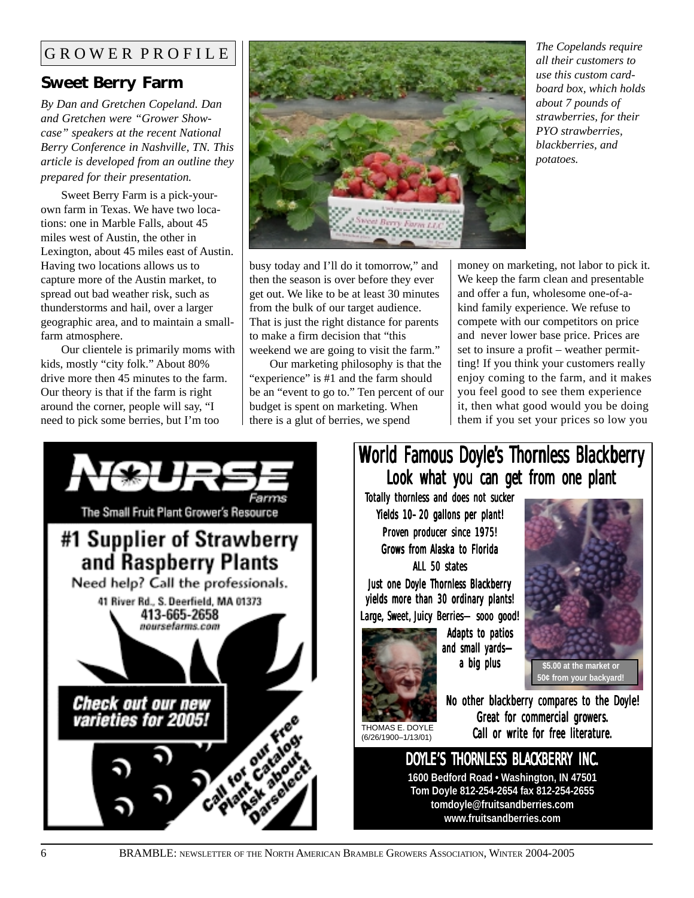GROWER PROFILE

## Sweet Berry Farm

*By Dan and Gretchen Copeland. Dan and Gretchen were "Grower Showcase" speakers at the recent National Berry Conference in Nashville, TN. This article is developed from an outline they prepared for their presentation.*

Sweet Berry Farm is a pick-your-own farm in Texas. We have two locations: one in Marble Falls, about 45 miles west of Austin, the other in Lexington, about 45 miles east of Austin. Having two locations allows us to capture more of the Austin market, to spread out bad weather risk, such as thunderstorms and hail, over a larger geographic area, and to maintain a small-farm atmosphere.

Our clientele is primarily moms with kids, mostly "city folk." About 80% drive more then 45 minutes to the farm. Our theory is that if the farm is right around the corner, people will say, "I need to pick some berries, but I'm too busy today and I'll do it tomorrow," and then the season is over before they ever get out. We like to be at least 30 minutes from the bulk of our target audience. That is just the right distance for parents to make a firm decision that "this weekend we are going to visit the farm."

*The Copelands require all their customers to use this custom cardboard box, which holds about 7 pounds of strawberries, for their PYO strawberries, blackberries, and potatoes.*

Our marketing philosophy is that the "experience" is #1 and the farm should be an "event to go to." Ten percent of our budget is spent on marketing. When there is a glut of berries, we spend money on marketing, not labor to pick it. We keep the farm clean and presentable and offer a fun, wholesome one-of-a-kind family experience. We refuse to compete with our competitors on price and never lower base price. Prices are set to insure a profit – weather permitting! If you think your customers really enjoy coming to the farm, and it makes you feel good to see them experience it, then what good would you be doing them if you set your prices so low you

---

**NOURSE Farms**

The Small Fruit Plant Grower's Resource

**#1 Supplier of Strawberry and Raspberry Plants**

Need help? Call the professionals.

41 River Rd., S. Deerfield, MA 01373
413-665-2658
noursefarms.com

**Check out our new varieties for 2005!**

Call for our Free Plant Catalog. Ask about Darselect!

---

**World Famous Doyle's Thornless Blackberry**

**Look what you can get from one plant**

Totally thornless and does not sucker
Yields 10–20 gallons per plant!
Proven producer since 1975!
Grows from Alaska to Florida
ALL 50 states
Just one Doyle Thornless Blackberry yields more than 30 ordinary plants!
Large, Sweet, Juicy Berries— sooo good!
Adapts to patios and small yards— a big plus

$5.00 at the market or 50¢ from your backyard!

THOMAS E. DOYLE
(6/26/1900–1/13/01)

No other blackberry compares to the Doyle!
Great for commercial growers.
Call or write for free literature.

**DOYLE'S THORNLESS BLACKBERRY INC.**
1600 Bedford Road • Washington, IN 47501
Tom Doyle 812-254-2654 fax 812-254-2655
tomdoyle@fruitsandberries.com
www.fruitsandberries.com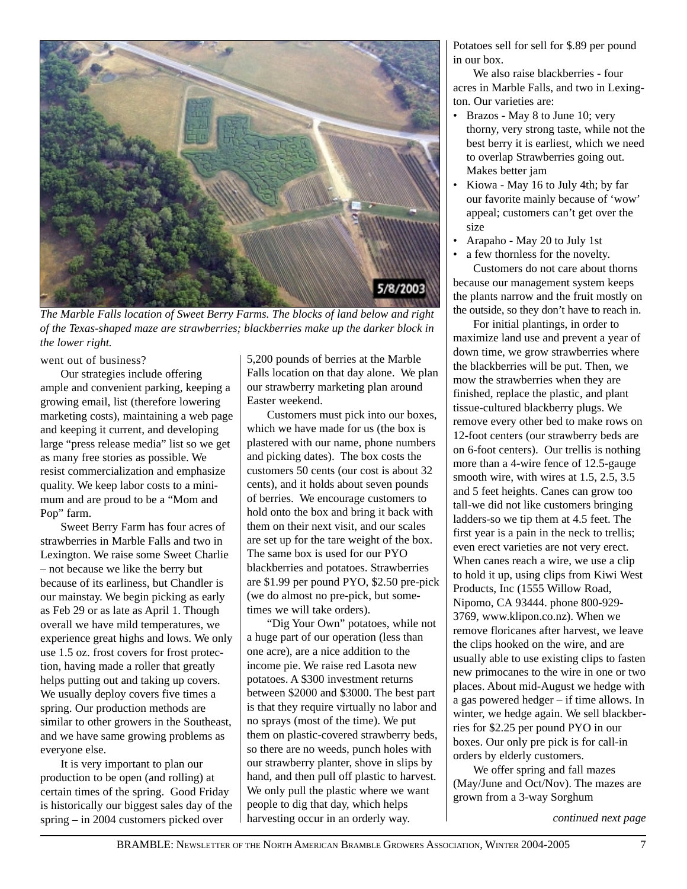*The Marble Falls location of Sweet Berry Farms. The blocks of land below and right of the Texas-shaped maze are strawberries; blackberries make up the darker block in the lower right.*

went out of business?

Our strategies include offering ample and convenient parking, keeping a growing email, list (therefore lowering marketing costs), maintaining a web page and keeping it current, and developing large "press release media" list so we get as many free stories as possible. We resist commercialization and emphasize quality. We keep labor costs to a minimum and are proud to be a "Mom and Pop" farm.

Sweet Berry Farm has four acres of strawberries in Marble Falls and two in Lexington. We raise some Sweet Charlie – not because we like the berry but because of its earliness, but Chandler is our mainstay. We begin picking as early as Feb 29 or as late as April 1. Though overall we have mild temperatures, we experience great highs and lows. We only use 1.5 oz. frost covers for frost protection, having made a roller that greatly helps putting out and taking up covers. We usually deploy covers five times a spring. Our production methods are similar to other growers in the Southeast, and we have same growing problems as everyone else.

It is very important to plan our production to be open (and rolling) at certain times of the spring. Good Friday is historically our biggest sales day of the spring – in 2004 customers picked over 5,200 pounds of berries at the Marble Falls location on that day alone. We plan our strawberry marketing plan around Easter weekend.

Customers must pick into our boxes, which we have made for us (the box is plastered with our name, phone numbers and picking dates). The box costs the customers 50 cents (our cost is about 32 cents), and it holds about seven pounds of berries. We encourage customers to hold onto the box and bring it back with them on their next visit, and our scales are set up for the tare weight of the box. The same box is used for our PYO blackberries and potatoes. Strawberries are $1.99 per pound PYO, $2.50 pre-pick (we do almost no pre-pick, but sometimes we will take orders).

"Dig Your Own" potatoes, while not a huge part of our operation (less than one acre), are a nice addition to the income pie. We raise red Lasota new potatoes. A $300 investment returns between $2000 and $3000. The best part is that they require virtually no labor and no sprays (most of the time). We put them on plastic-covered strawberry beds, so there are no weeds, punch holes with our strawberry planter, shove in slips by hand, and then pull off plastic to harvest. We only pull the plastic where we want people to dig that day, which helps harvesting occur in an orderly way. Potatoes sell for sell for $.89 per pound in our box.

We also raise blackberries - four acres in Marble Falls, and two in Lexington. Our varieties are:

- Brazos - May 8 to June 10; very thorny, very strong taste, while not the best berry it is earliest, which we need to overlap Strawberries going out. Makes better jam
- Kiowa - May 16 to July 4th; by far our favorite mainly because of 'wow' appeal; customers can't get over the size
- Arapaho - May 20 to July 1st
- a few thornless for the novelty.

Customers do not care about thorns because our management system keeps the plants narrow and the fruit mostly on the outside, so they don't have to reach in.

For initial plantings, in order to maximize land use and prevent a year of down time, we grow strawberries where the blackberries will be put. Then, we mow the strawberries when they are finished, replace the plastic, and plant tissue-cultured blackberry plugs. We remove every other bed to make rows on 12-foot centers (our strawberry beds are on 6-foot centers). Our trellis is nothing more than a 4-wire fence of 12.5-gauge smooth wire, with wires at 1.5, 2.5, 3.5 and 5 feet heights. Canes can grow too tall-we did not like customers bringing ladders-so we tip them at 4.5 feet. The first year is a pain in the neck to trellis; even erect varieties are not very erect. When canes reach a wire, we use a clip to hold it up, using clips from Kiwi West Products, Inc (1555 Willow Road, Nipomo, CA 93444. phone 800-929-3769, www.klipon.co.nz). When we remove floricanes after harvest, we leave the clips hooked on the wire, and are usually able to use existing clips to fasten new primocanes to the wire in one or two places. About mid-August we hedge with a gas powered hedger – if time allows. In winter, we hedge again. We sell blackberries for $2.25 per pound PYO in our boxes. Our only pre pick is for call-in orders by elderly customers.

We offer spring and fall mazes (May/June and Oct/Nov). The mazes are grown from a 3-way Sorghum

*continued next page*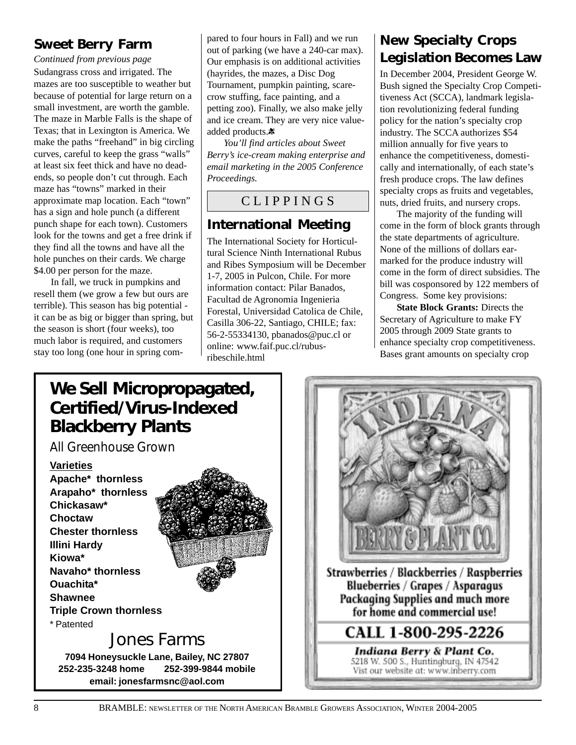## Sweet Berry Farm

*Continued from previous page*

Sudangrass cross and irrigated. The mazes are too susceptible to weather but because of potential for large return on a small investment, are worth the gamble. The maze in Marble Falls is the shape of Texas; that in Lexington is America. We make the paths "freehand" in big circling curves, careful to keep the grass "walls" at least six feet thick and have no dead-ends, so people don't cut through. Each maze has "towns" marked in their approximate map location. Each "town" has a sign and hole punch (a different punch shape for each town). Customers look for the towns and get a free drink if they find all the towns and have all the hole punches on their cards. We charge $4.00 per person for the maze.

In fall, we truck in pumpkins and resell them (we grow a few but ours are terrible). This season has big potential - it can be as big or bigger than spring, but the season is short (four weeks), too much labor is required, and customers stay too long (one hour in spring compared to four hours in Fall) and we run out of parking (we have a 240-car max). Our emphasis is on additional activities (hayrides, the mazes, a Disc Dog Tournament, pumpkin painting, scarecrow stuffing, face painting, and a petting zoo). Finally, we also make jelly and ice cream. They are very nice value-added products.

*You'll find articles about Sweet Berry's ice-cream making enterprise and email marketing in the 2005 Conference Proceedings.*

## CLIPPINGS

### International Meeting

The International Society for Horticultural Science Ninth International Rubus and Ribes Symposium will be December 1-7, 2005 in Pulcon, Chile. For more information contact: Pilar Banados, Facultad de Agronomia Ingenieria Forestal, Universidad Catolica de Chile, Casilla 306-22, Santiago, CHILE; fax: 56-2-55334130, pbanados@puc.cl or online: www.faif.puc.cl/rubus-ribeschile.html

## New Specialty Crops Legislation Becomes Law

In December 2004, President George W. Bush signed the Specialty Crop Competitiveness Act (SCCA), landmark legislation revolutionizing federal funding policy for the nation's specialty crop industry. The SCCA authorizes $54 million annually for five years to enhance the competitiveness, domestically and internationally, of each state's fresh produce crops. The law defines specialty crops as fruits and vegetables, nuts, dried fruits, and nursery crops.

The majority of the funding will come in the form of block grants through the state departments of agriculture. None of the millions of dollars earmarked for the produce industry will come in the form of direct subsidies. The bill was cosponsored by 122 members of Congress. Some key provisions:

**State Block Grants:** Directs the Secretary of Agriculture to make FY 2005 through 2009 State grants to enhance specialty crop competitiveness. Bases grant amounts on specialty crop

---

**We Sell Micropropagated, Certified/Virus-Indexed Blackberry Plants**

All Greenhouse Grown

**Varieties**
- **Apache* thornless**
- **Arapaho* thornless**
- **Chickasaw***
- **Choctaw**
- **Chester thornless**
- **Illini Hardy**
- **Kiowa***
- **Navaho* thornless**
- **Ouachita***
- **Shawnee**
- **Triple Crown thornless**

\* Patented

Jones Farms

**7094 Honeysuckle Lane, Bailey, NC 27807**
**252-235-3248 home 252-399-9844 mobile**
**email: jonesfarmsnc@aol.com**

---

INDIANA BERRY & PLANT CO.

Strawberries / Blackberries / Raspberries
Blueberries / Grapes / Asparagus
Packaging Supplies and much more for home and commercial use!

CALL 1-800-295-2226

*Indiana Berry & Plant Co.*
5218 W. 500 S., Huntingburg, IN 47542
Vist our website at: www.inberry.com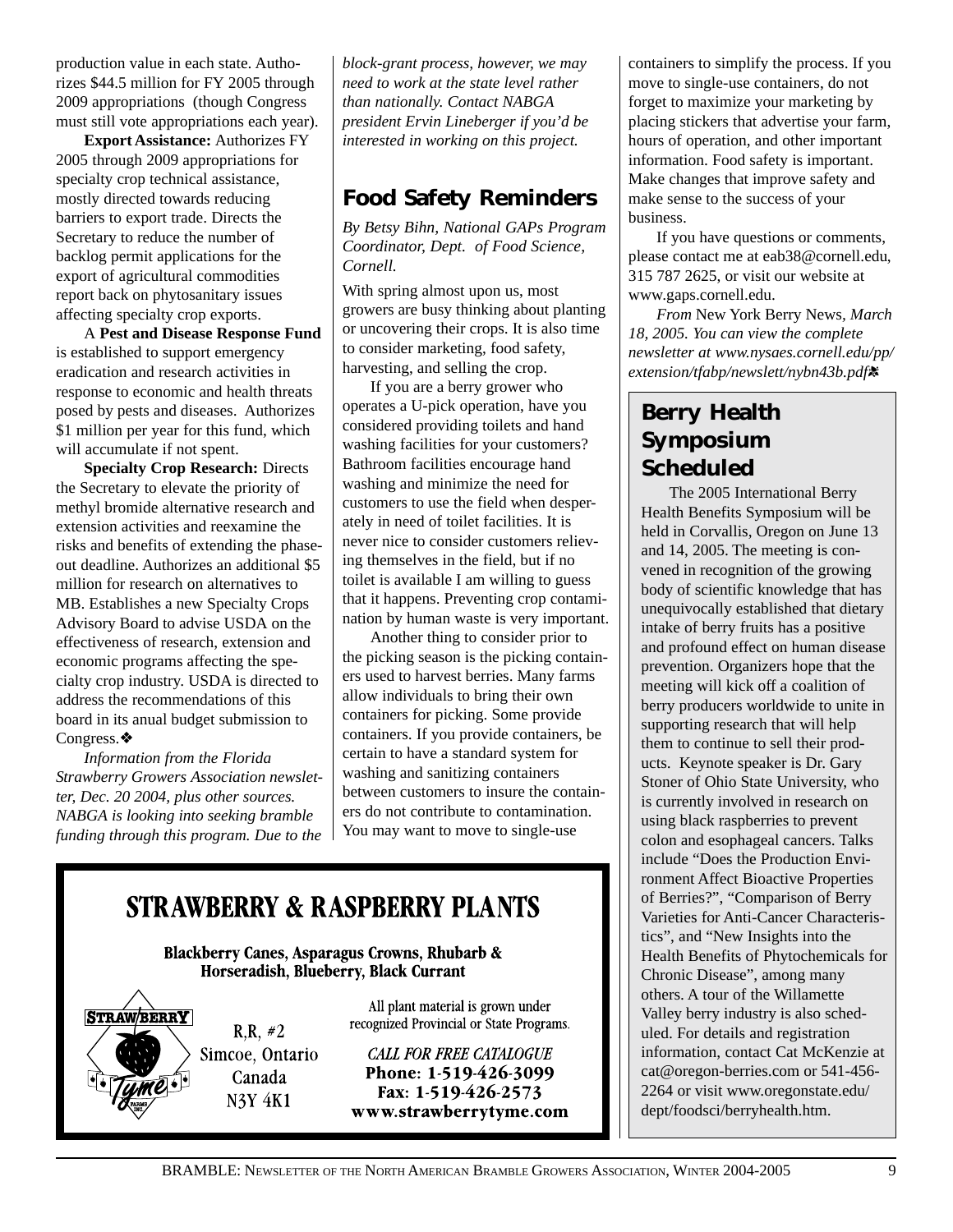production value in each state. Authorizes $44.5 million for FY 2005 through 2009 appropriations (though Congress must still vote appropriations each year).

**Export Assistance:** Authorizes FY 2005 through 2009 appropriations for specialty crop technical assistance, mostly directed towards reducing barriers to export trade. Directs the Secretary to reduce the number of backlog permit applications for the export of agricultural commodities report back on phytosanitary issues affecting specialty crop exports.

A **Pest and Disease Response Fund** is established to support emergency eradication and research activities in response to economic and health threats posed by pests and diseases. Authorizes $1 million per year for this fund, which will accumulate if not spent.

**Specialty Crop Research:** Directs the Secretary to elevate the priority of methyl bromide alternative research and extension activities and reexamine the risks and benefits of extending the phase-out deadline. Authorizes an additional $5 million for research on alternatives to MB. Establishes a new Specialty Crops Advisory Board to advise USDA on the effectiveness of research, extension and economic programs affecting the specialty crop industry. USDA is directed to address the recommendations of this board in its anual budget submission to Congress.❖

*Information from the Florida Strawberry Growers Association newsletter, Dec. 20 2004, plus other sources. NABGA is looking into seeking bramble funding through this program. Due to the block-grant process, however, we may need to work at the state level rather than nationally. Contact NABGA president Ervin Lineberger if you'd be interested in working on this project.*

## Food Safety Reminders

*By Betsy Bihn, National GAPs Program Coordinator, Dept. of Food Science, Cornell.*

With spring almost upon us, most growers are busy thinking about planting or uncovering their crops. It is also time to consider marketing, food safety, harvesting, and selling the crop.

If you are a berry grower who operates a U-pick operation, have you considered providing toilets and hand washing facilities for your customers? Bathroom facilities encourage hand washing and minimize the need for customers to use the field when desperately in need of toilet facilities. It is never nice to consider customers relieving themselves in the field, but if no toilet is available I am willing to guess that it happens. Preventing crop contamination by human waste is very important.

Another thing to consider prior to the picking season is the picking containers used to harvest berries. Many farms allow individuals to bring their own containers for picking. Some provide containers. If you provide containers, be certain to have a standard system for washing and sanitizing containers between customers to insure the containers do not contribute to contamination. You may want to move to single-use containers to simplify the process. If you move to single-use containers, do not forget to maximize your marketing by placing stickers that advertise your farm, hours of operation, and other important information. Food safety is important. Make changes that improve safety and make sense to the success of your business.

If you have questions or comments, please contact me at eab38@cornell.edu, 315 787 2625, or visit our website at www.gaps.cornell.edu.

*From* New York Berry News, *March 18, 2005. You can view the complete newsletter at www.nysaes.cornell.edu/pp/extension/tfabp/newslett/nybn43b.pdf*❖

## Berry Health Symposium Scheduled

The 2005 International Berry Health Benefits Symposium will be held in Corvallis, Oregon on June 13 and 14, 2005. The meeting is convened in recognition of the growing body of scientific knowledge that has unequivocally established that dietary intake of berry fruits has a positive and profound effect on human disease prevention. Organizers hope that the meeting will kick off a coalition of berry producers worldwide to unite in supporting research that will help them to continue to sell their products. Keynote speaker is Dr. Gary Stoner of Ohio State University, who is currently involved in research on using black raspberries to prevent colon and esophageal cancers. Talks include "Does the Production Environment Affect Bioactive Properties of Berries?", "Comparison of Berry Varieties for Anti-Cancer Characteristics", and "New Insights into the Health Benefits of Phytochemicals for Chronic Disease", among many others. A tour of the Willamette Valley berry industry is also scheduled. For details and registration information, contact Cat McKenzie at cat@oregon-berries.com or 541-456-2264 or visit www.oregonstate.edu/dept/foodsci/berryhealth.htm.

**STRAWBERRY & RASPBERRY PLANTS**

**Blackberry Canes, Asparagus Crowns, Rhubarb & Horseradish, Blueberry, Black Currant**

STRAWBERRY Tyme FARMS INC.

R.R. #2
Simcoe, Ontario
Canada
N3Y 4K1

All plant material is grown under recognized Provincial or State Programs.

*CALL FOR FREE CATALOGUE*
**Phone: 1-519-426-3099**
**Fax: 1-519-426-2573**
**www.strawberrytyme.com**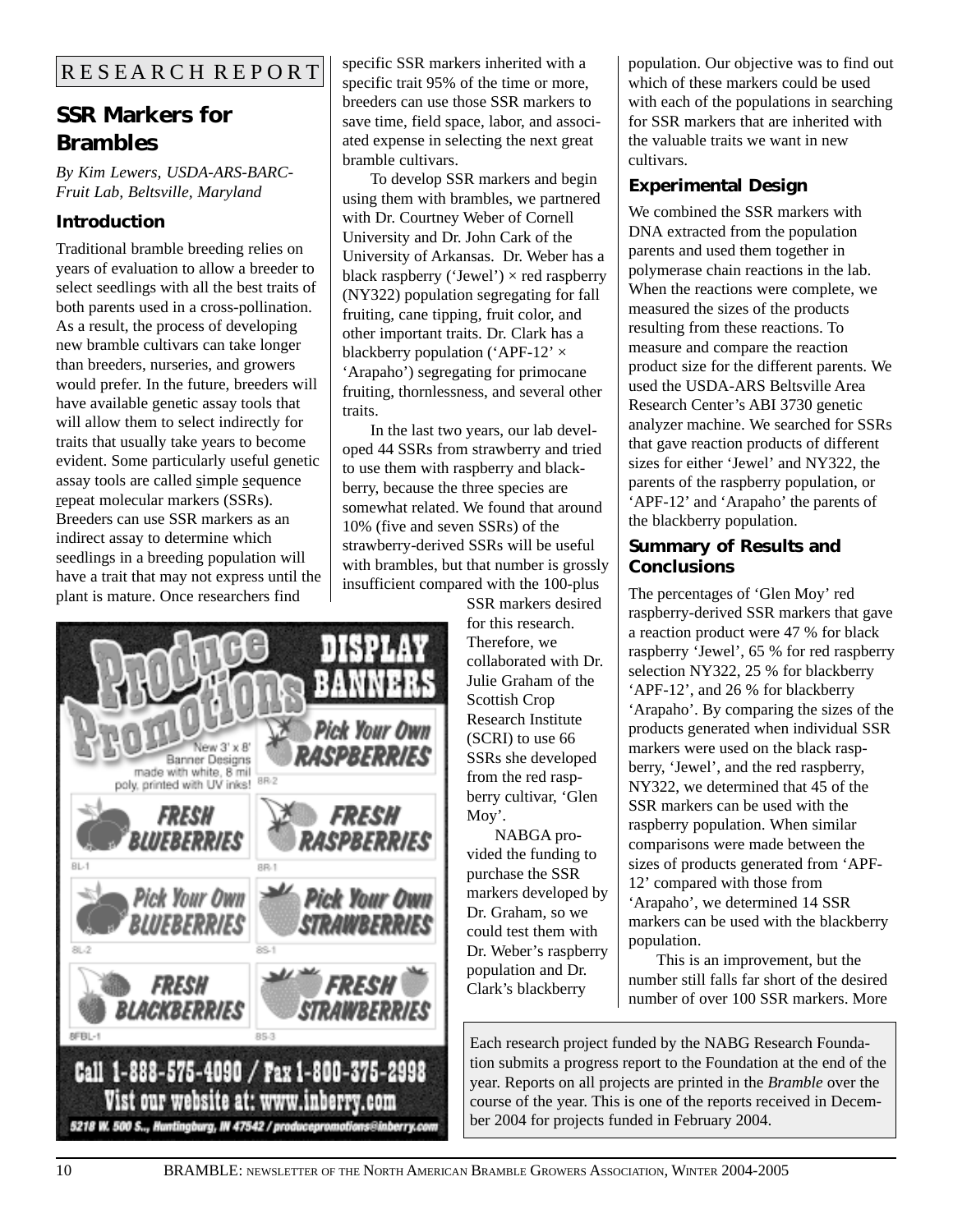RESEARCH REPORT

# SSR Markers for Brambles

*By Kim Lewers, USDA-ARS-BARC-Fruit Lab, Beltsville, Maryland*

## Introduction

Traditional bramble breeding relies on years of evaluation to allow a breeder to select seedlings with all the best traits of both parents used in a cross-pollination. As a result, the process of developing new bramble cultivars can take longer than breeders, nurseries, and growers would prefer. In the future, breeders will have available genetic assay tools that will allow them to select indirectly for traits that usually take years to become evident. Some particularly useful genetic assay tools are called simple sequence repeat molecular markers (SSRs). Breeders can use SSR markers as an indirect assay to determine which seedlings in a breeding population will have a trait that may not express until the plant is mature. Once researchers find specific SSR markers inherited with a specific trait 95% of the time or more, breeders can use those SSR markers to save time, field space, labor, and associated expense in selecting the next great bramble cultivars.

To develop SSR markers and begin using them with brambles, we partnered with Dr. Courtney Weber of Cornell University and Dr. John Cark of the University of Arkansas. Dr. Weber has a black raspberry ('Jewel') × red raspberry (NY322) population segregating for fall fruiting, cane tipping, fruit color, and other important traits. Dr. Clark has a blackberry population ('APF-12' × 'Arapaho') segregating for primocane fruiting, thornlessness, and several other traits.

In the last two years, our lab developed 44 SSRs from strawberry and tried to use them with raspberry and blackberry, because the three species are somewhat related. We found that around 10% (five and seven SSRs) of the strawberry-derived SSRs will be useful with brambles, but that number is grossly insufficient compared with the 100-plus SSR markers desired for this research. Therefore, we collaborated with Dr. Julie Graham of the Scottish Crop Research Institute (SCRI) to use 66 SSRs she developed from the red raspberry cultivar, 'Glen Moy'.

NABGA provided the funding to purchase the SSR markers developed by Dr. Graham, so we could test them with Dr. Weber's raspberry population and Dr. Clark's blackberry population. Our objective was to find out which of these markers could be used with each of the populations in searching for SSR markers that are inherited with the valuable traits we want in new cultivars.

## Experimental Design

We combined the SSR markers with DNA extracted from the population parents and used them together in polymerase chain reactions in the lab. When the reactions were complete, we measured the sizes of the products resulting from these reactions. To measure and compare the reaction product size for the different parents. We used the USDA-ARS Beltsville Area Research Center's ABI 3730 genetic analyzer machine. We searched for SSRs that gave reaction products of different sizes for either 'Jewel' and NY322, the parents of the raspberry population, or 'APF-12' and 'Arapaho' the parents of the blackberry population.

## Summary of Results and Conclusions

The percentages of 'Glen Moy' red raspberry-derived SSR markers that gave a reaction product were 47 % for black raspberry 'Jewel', 65 % for red raspberry selection NY322, 25 % for blackberry 'APF-12', and 26 % for blackberry 'Arapaho'. By comparing the sizes of the products generated when individual SSR markers were used on the black raspberry, 'Jewel', and the red raspberry, NY322, we determined that 45 of the SSR markers can be used with the raspberry population. When similar comparisons were made between the sizes of products generated from 'APF-12' compared with those from 'Arapaho', we determined 14 SSR markers can be used with the blackberry population.

This is an improvement, but the number still falls far short of the desired number of over 100 SSR markers. More

---

**Produce Promotions — DISPLAY BANNERS**

New 3' x 8' Banner Designs made with white, 8 mil poly, printed with UV inks!

- Pick Your Own RASPBERRIES (BR-2)
- FRESH BLUEBERRIES (BL-1)
- FRESH RASPBERRIES (BR-1)
- Pick Your Own BLUEBERRIES (BL-2)
- Pick Your Own STRAWBERRIES (BS-1)
- FRESH BLACKBERRIES (BFBL-1)
- FRESH STRAWBERRIES (BS-3)

Call 1-888-575-4090 / Fax 1-800-375-2998
Visit our website at: www.inberry.com
5218 W. 500 S., Huntingburg, IN 47542 / producepromotions@inberry.com

---

Each research project funded by the NABG Research Foundation submits a progress report to the Foundation at the end of the year. Reports on all projects are printed in the *Bramble* over the course of the year. This is one of the reports received in December 2004 for projects funded in February 2004.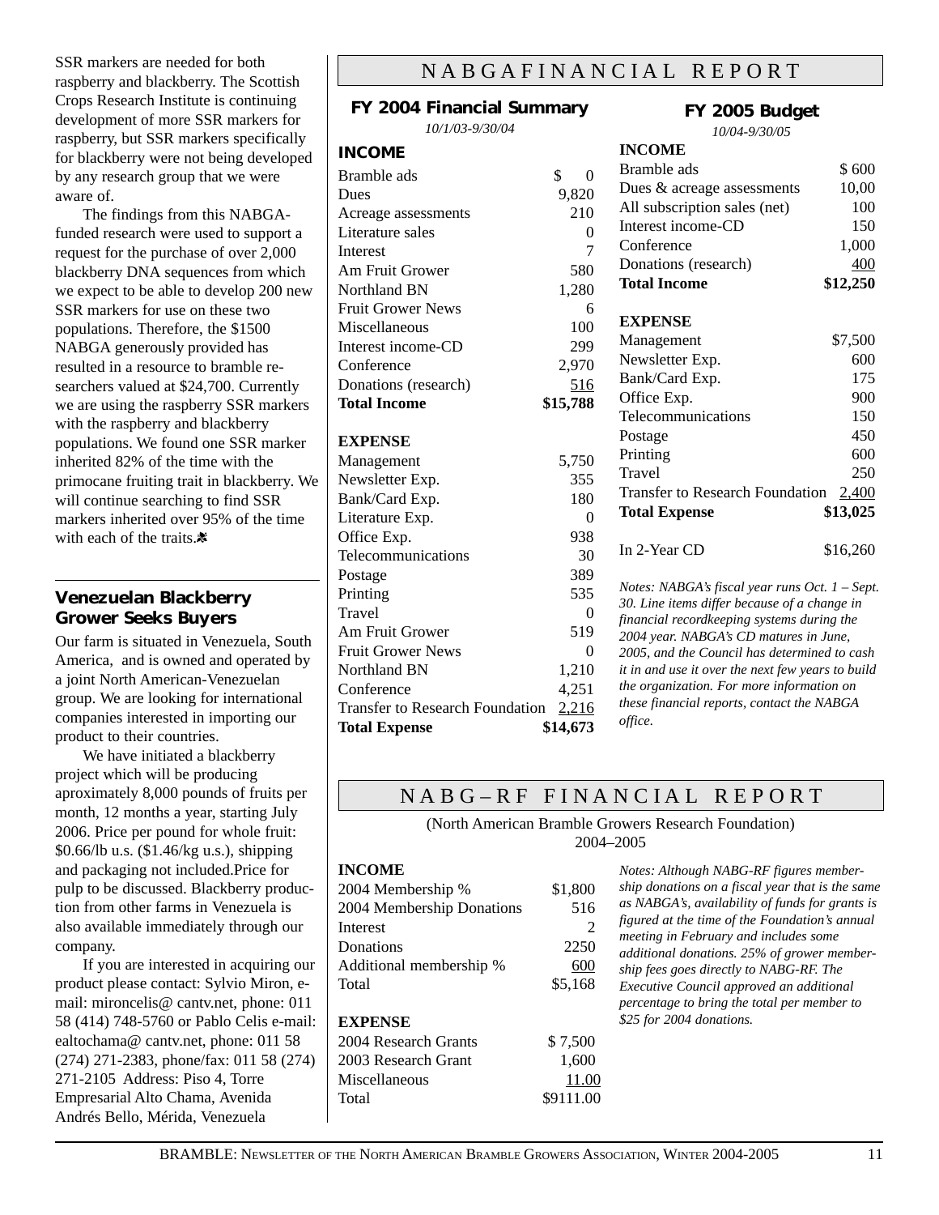SSR markers are needed for both raspberry and blackberry. The Scottish Crops Research Institute is continuing development of more SSR markers for raspberry, but SSR markers specifically for blackberry were not being developed by any research group that we were aware of.

The findings from this NABGA-funded research were used to support a request for the purchase of over 2,000 blackberry DNA sequences from which we expect to be able to develop 200 new SSR markers for use on these two populations. Therefore, the $1500 NABGA generously provided has resulted in a resource to bramble researchers valued at $24,700. Currently we are using the raspberry SSR markers with the raspberry and blackberry populations. We found one SSR marker inherited 82% of the time with the primocane fruiting trait in blackberry. We will continue searching to find SSR markers inherited over 95% of the time with each of the traits.

## Venezuelan Blackberry Grower Seeks Buyers

Our farm is situated in Venezuela, South America, and is owned and operated by a joint North American-Venezuelan group. We are looking for international companies interested in importing our product to their countries.

We have initiated a blackberry project which will be producing aproximately 8,000 pounds of fruits per month, 12 months a year, starting July 2006. Price per pound for whole fruit: $0.66/lb u.s. ($1.46/kg u.s.), shipping and packaging not included.Price for pulp to be discussed. Blackberry production from other farms in Venezuela is also available immediately through our company.

If you are interested in acquiring our product please contact: Sylvio Miron, e-mail: mironcelis@ cantv.net, phone: 011 58 (414) 748-5760 or Pablo Celis e-mail: ealtochama@ cantv.net, phone: 011 58 (274) 271-2383, phone/fax: 011 58 (274) 271-2105 Address: Piso 4, Torre Empresarial Alto Chama, Avenida Andrés Bello, Mérida, Venezuela

# NABGA FINANCIAL REPORT

## FY 2004 Financial Summary

*10/1/03-9/30/04*

| **INCOME** | |
|---|---|
| Bramble ads | $ 0 |
| Dues | 9,820 |
| Acreage assessments | 210 |
| Literature sales | 0 |
| Interest | 7 |
| Am Fruit Grower | 580 |
| Northland BN | 1,280 |
| Fruit Grower News | 6 |
| Miscellaneous | 100 |
| Interest income-CD | 299 |
| Conference | 2,970 |
| Donations (research) | 516 |
| **Total Income** | **$15,788** |

| **EXPENSE** | |
|---|---|
| Management | 5,750 |
| Newsletter Exp. | 355 |
| Bank/Card Exp. | 180 |
| Literature Exp. | 0 |
| Office Exp. | 938 |
| Telecommunications | 30 |
| Postage | 389 |
| Printing | 535 |
| Travel | 0 |
| Am Fruit Grower | 519 |
| Fruit Grower News | 0 |
| Northland BN | 1,210 |
| Conference | 4,251 |
| Transfer to Research Foundation | 2,216 |
| **Total Expense** | **$14,673** |

## FY 2005 Budget

*10/04-9/30/05*

| **INCOME** | |
|---|---|
| Bramble ads | $ 600 |
| Dues & acreage assessments | 10,00 |
| All subscription sales (net) | 100 |
| Interest income-CD | 150 |
| Conference | 1,000 |
| Donations (research) | 400 |
| **Total Income** | **$12,250** |

| **EXPENSE** | |
|---|---|
| Management | $7,500 |
| Newsletter Exp. | 600 |
| Bank/Card Exp. | 175 |
| Office Exp. | 900 |
| Telecommunications | 150 |
| Postage | 450 |
| Printing | 600 |
| Travel | 250 |
| Transfer to Research Foundation | 2,400 |
| **Total Expense** | **$13,025** |
| | |
| In 2-Year CD | $16,260 |

*Notes: NABGA's fiscal year runs Oct. 1 – Sept. 30. Line items differ because of a change in financial recordkeeping systems during the 2004 year. NABGA's CD matures in June, 2005, and the Council has determined to cash it in and use it over the next few years to build the organization. For more information on these financial reports, contact the NABGA office.*

# NABG–RF FINANCIAL REPORT

(North American Bramble Growers Research Foundation)
2004–2005

| **INCOME** | |
|---|---|
| 2004 Membership % | $1,800 |
| 2004 Membership Donations | 516 |
| Interest | 2 |
| Donations | 2250 |
| Additional membership % | 600 |
| Total | $5,168 |

| **EXPENSE** | |
|---|---|
| 2004 Research Grants | $ 7,500 |
| 2003 Research Grant | 1,600 |
| Miscellaneous | 11.00 |
| Total | $9111.00 |

*Notes: Although NABG-RF figures membership donations on a fiscal year that is the same as NABGA's, availability of funds for grants is figured at the time of the Foundation's annual meeting in February and includes some additional donations. 25% of grower membership fees goes directly to NABG-RF. The Executive Council approved an additional percentage to bring the total per member to $25 for 2004 donations.*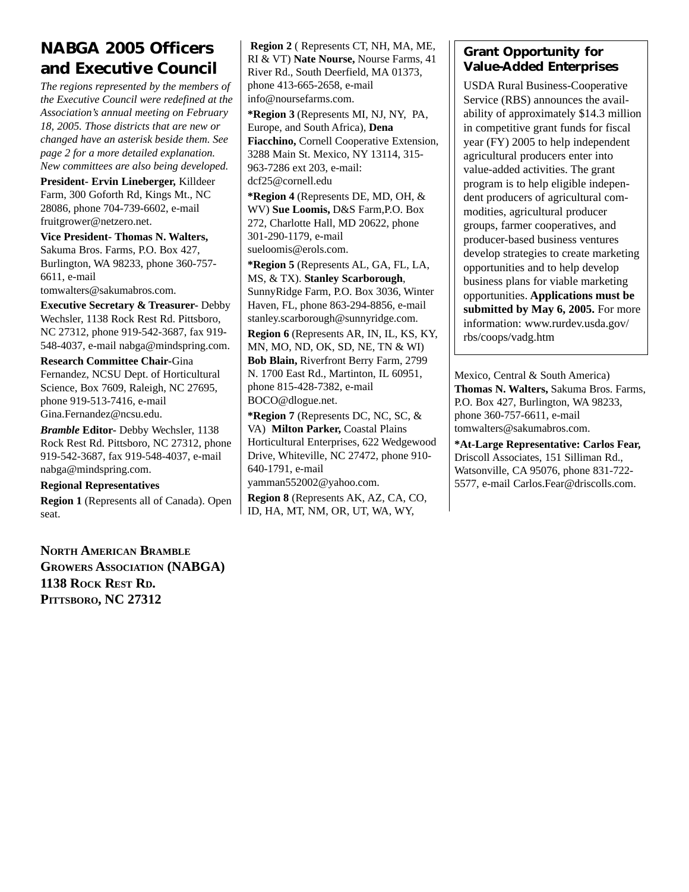## NABGA 2005 Officers and Executive Council

*The regions represented by the members of the Executive Council were redefined at the Association's annual meeting on February 18, 2005. Those districts that are new or changed have an asterisk beside them. See page 2 for a more detailed explanation. New committees are also being developed.*

**President- Ervin Lineberger,** Killdeer Farm, 300 Goforth Rd, Kings Mt., NC 28086, phone 704-739-6602, e-mail fruitgrower@netzero.net.

**Vice President- Thomas N. Walters,** Sakuma Bros. Farms, P.O. Box 427, Burlington, WA 98233, phone 360-757-6611, e-mail tomwalters@sakumabros.com.

**Executive Secretary & Treasurer-** Debby Wechsler, 1138 Rock Rest Rd. Pittsboro, NC 27312, phone 919-542-3687, fax 919-548-4037, e-mail nabga@mindspring.com.

**Research Committee Chair-**Gina Fernandez, NCSU Dept. of Horticultural Science, Box 7609, Raleigh, NC 27695, phone 919-513-7416, e-mail Gina.Fernandez@ncsu.edu.

***Bramble* Editor-** Debby Wechsler, 1138 Rock Rest Rd. Pittsboro, NC 27312, phone 919-542-3687, fax 919-548-4037, e-mail nabga@mindspring.com.

**Regional Representatives**

**Region 1** (Represents all of Canada). Open seat.

**Region 2** ( Represents CT, NH, MA, ME, RI & VT) **Nate Nourse,** Nourse Farms, 41 River Rd., South Deerfield, MA 01373, phone 413-665-2658, e-mail info@noursefarms.com.

***Region 3** (Represents MI, NJ, NY, PA, Europe, and South Africa), **Dena Fiacchino,** Cornell Cooperative Extension, 3288 Main St. Mexico, NY 13114, 315-963-7286 ext 203, e-mail: dcf25@cornell.edu

***Region 4** (Represents DE, MD, OH, & WV) **Sue Loomis,** D&S Farm,P.O. Box 272, Charlotte Hall, MD 20622, phone 301-290-1179, e-mail sueloomis@erols.com.

***Region 5** (Represents AL, GA, FL, LA, MS, & TX). **Stanley Scarborough**, SunnyRidge Farm, P.O. Box 3036, Winter Haven, FL, phone 863-294-8856, e-mail stanley.scarborough@sunnyridge.com.

**Region 6** (Represents AR, IN, IL, KS, KY, MN, MO, ND, OK, SD, NE, TN & WI) **Bob Blain,** Riverfront Berry Farm, 2799 N. 1700 East Rd., Martinton, IL 60951, phone 815-428-7382, e-mail BOCO@dlogue.net.

***Region 7** (Represents DC, NC, SC, & VA) **Milton Parker,** Coastal Plains Horticultural Enterprises, 622 Wedgewood Drive, Whiteville, NC 27472, phone 910-640-1791, e-mail yamman552002@yahoo.com.

**Region 8** (Represents AK, AZ, CA, CO, ID, HA, MT, NM, OR, UT, WA, WY, Mexico, Central & South America) **Thomas N. Walters,** Sakuma Bros. Farms, P.O. Box 427, Burlington, WA 98233, phone 360-757-6611, e-mail tomwalters@sakumabros.com.

***At-Large Representative: Carlos Fear,** Driscoll Associates, 151 Silliman Rd., Watsonville, CA 95076, phone 831-722-5577, e-mail Carlos.Fear@driscolls.com.

### Grant Opportunity for Value-Added Enterprises

USDA Rural Business-Cooperative Service (RBS) announces the availability of approximately $14.3 million in competitive grant funds for fiscal year (FY) 2005 to help independent agricultural producers enter into value-added activities. The grant program is to help eligible independent producers of agricultural commodities, agricultural producer groups, farmer cooperatives, and producer-based business ventures develop strategies to create marketing opportunities and to help develop business plans for viable marketing opportunities. **Applications must be submitted by May 6, 2005.** For more information: www.rurdev.usda.gov/rbs/coops/vadg.htm

**NORTH AMERICAN BRAMBLE GROWERS ASSOCIATION (NABGA)**
**1138 ROCK REST RD.**
**PITTSBORO, NC 27312**